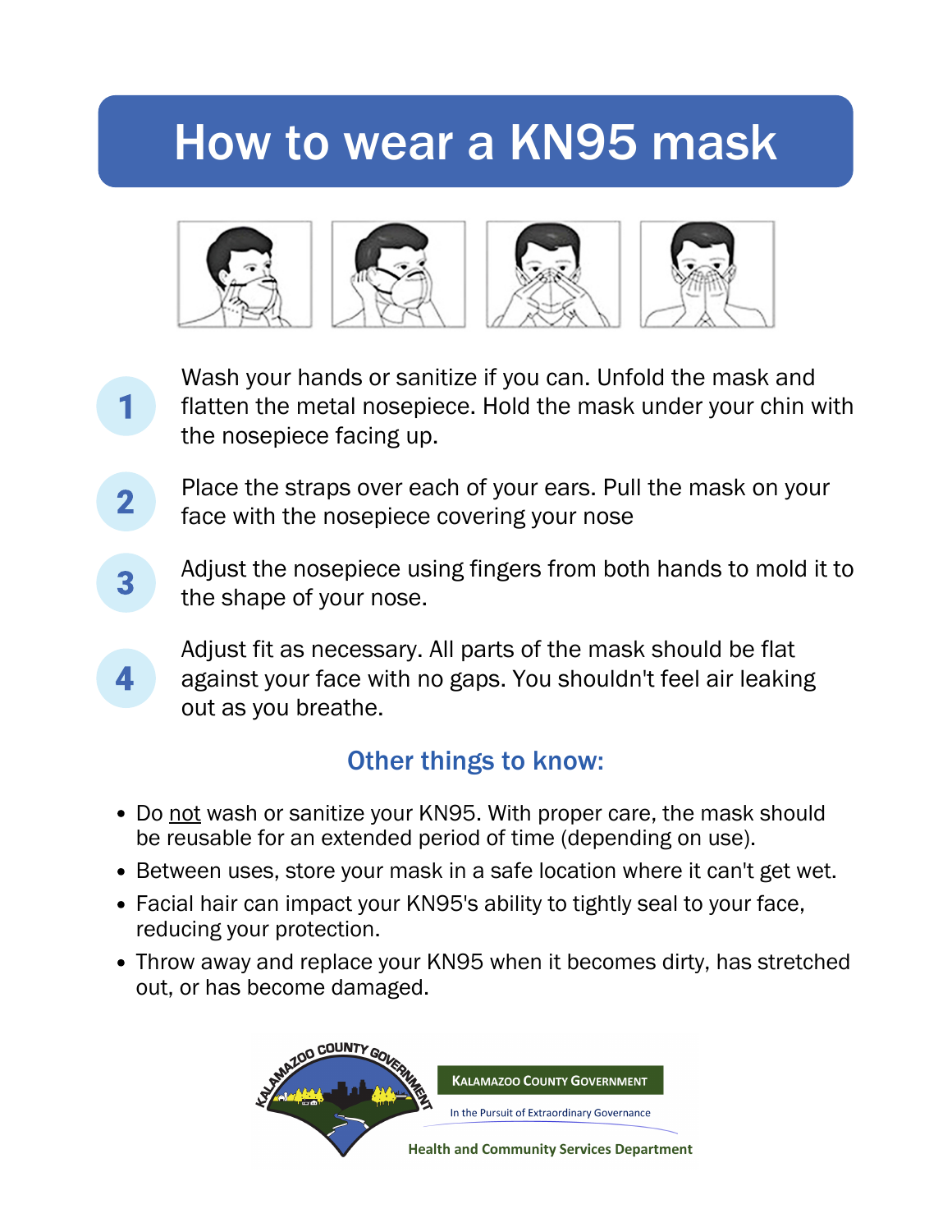# How to wear a KN95 mask

1. Wash your hands or sanitize if you can. Unfold the mask and flatten the metal nosepiece. Hold the mask under your chin with the nosepiece facing up.
2. Place the straps over each of your ears. Pull the mask on your face with the nosepiece covering your nose
3. Adjust the nosepiece using fingers from both hands to mold it to the shape of your nose.
4. Adjust fit as necessary. All parts of the mask should be flat against your face with no gaps. You shouldn't feel air leaking out as you breathe.

## Other things to know:

- Do <u>not</u> wash or sanitize your KN95. With proper care, the mask should be reusable for an extended period of time (depending on use).
- Between uses, store your mask in a safe location where it can't get wet.
- Facial hair can impact your KN95's ability to tightly seal to your face, reducing your protection.
- Throw away and replace your KN95 when it becomes dirty, has stretched out, or has become damaged.

Kalamazoo County Government

In the Pursuit of Extraordinary Governance

Health and Community Services Department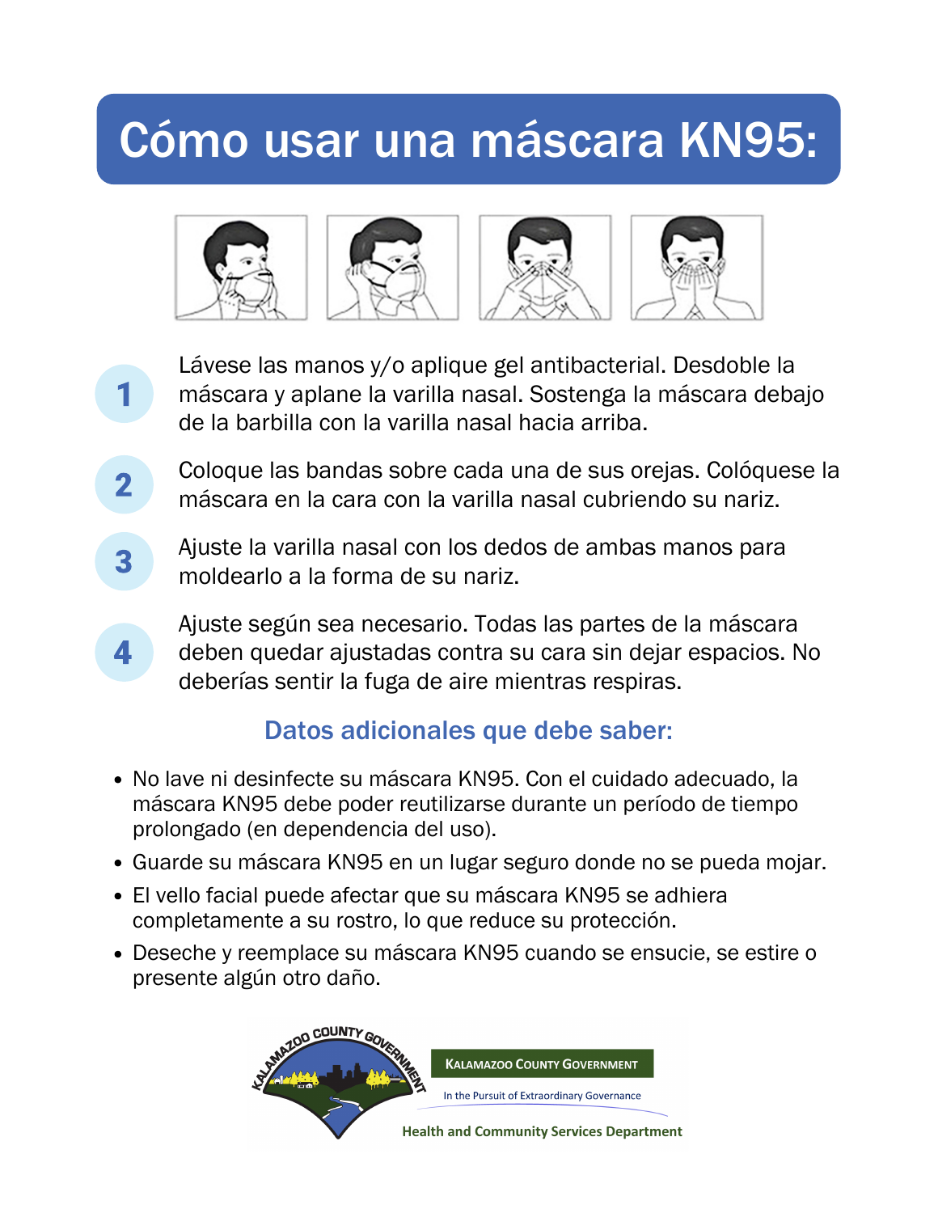# Cómo usar una máscara KN95:

1. Lávese las manos y/o aplique gel antibacterial. Desdoble la máscara y aplane la varilla nasal. Sostenga la máscara debajo de la barbilla con la varilla nasal hacia arriba.
2. Coloque las bandas sobre cada una de sus orejas. Colóquese la máscara en la cara con la varilla nasal cubriendo su nariz.
3. Ajuste la varilla nasal con los dedos de ambas manos para moldearlo a la forma de su nariz.
4. Ajuste según sea necesario. Todas las partes de la máscara deben quedar ajustadas contra su cara sin dejar espacios. No deberías sentir la fuga de aire mientras respiras.

## Datos adicionales que debe saber:

- No lave ni desinfecte su máscara KN95. Con el cuidado adecuado, la máscara KN95 debe poder reutilizarse durante un período de tiempo prolongado (en dependencia del uso).
- Guarde su máscara KN95 en un lugar seguro donde no se pueda mojar.
- El vello facial puede afectar que su máscara KN95 se adhiera completamente a su rostro, lo que reduce su protección.
- Deseche y reemplace su máscara KN95 cuando se ensucie, se estire o presente algún otro daño.

Kalamazoo County Government

Kalamazoo County Government

In the Pursuit of Extraordinary Governance

Health and Community Services Department